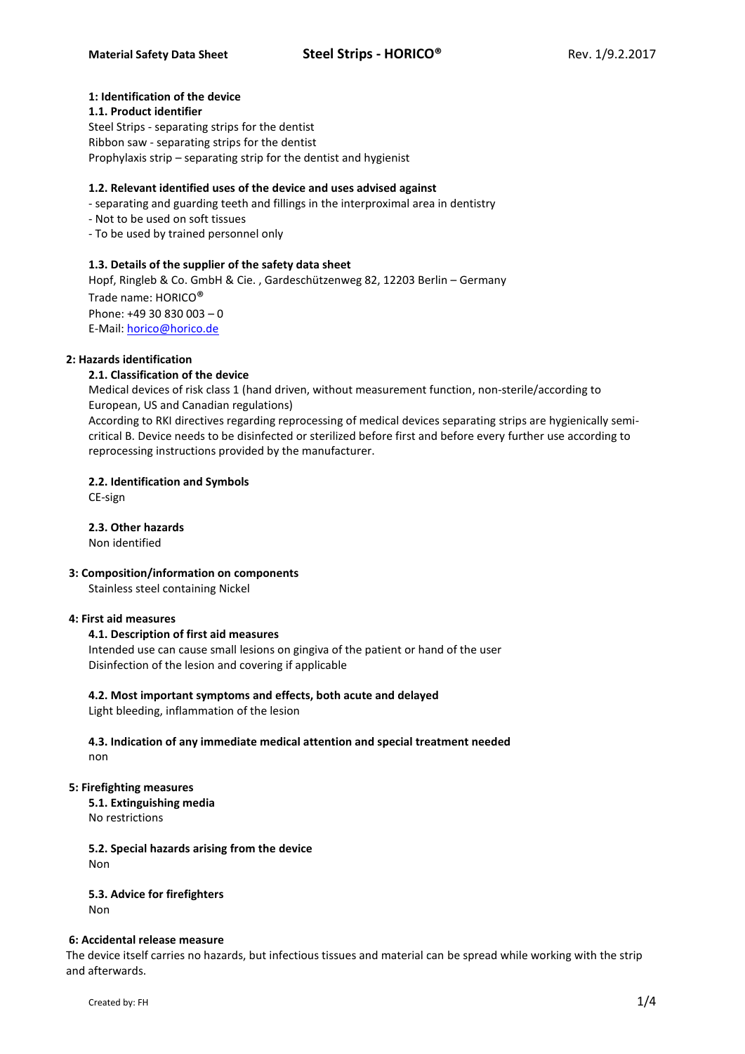# Steel Strips - HORICO®

Material Safety Data Sheet — Rev. 1/9.2.2017

## 1: Identification of the device

### 1.1. Product identifier

Steel Strips - separating strips for the dentist
Ribbon saw - separating strips for the dentist
Prophylaxis strip – separating strip for the dentist and hygienist

### 1.2. Relevant identified uses of the device and uses advised against

- separating and guarding teeth and fillings in the interproximal area in dentistry
- Not to be used on soft tissues
- To be used by trained personnel only

### 1.3. Details of the supplier of the safety data sheet

Hopf, Ringleb & Co. GmbH & Cie. , Gardeschützenweg 82, 12203 Berlin – Germany
Trade name: HORICO®
Phone: +49 30 830 003 – 0
E-Mail: horico@horico.de

## 2: Hazards identification

### 2.1. Classification of the device

Medical devices of risk class 1 (hand driven, without measurement function, non-sterile/according to European, US and Canadian regulations)
According to RKI directives regarding reprocessing of medical devices separating strips are hygienically semi-critical B. Device needs to be disinfected or sterilized before first and before every further use according to reprocessing instructions provided by the manufacturer.

### 2.2. Identification and Symbols

CE-sign

### 2.3. Other hazards

Non identified

## 3: Composition/information on components

Stainless steel containing Nickel

## 4: First aid measures

### 4.1. Description of first aid measures

Intended use can cause small lesions on gingiva of the patient or hand of the user
Disinfection of the lesion and covering if applicable

### 4.2. Most important symptoms and effects, both acute and delayed

Light bleeding, inflammation of the lesion

### 4.3. Indication of any immediate medical attention and special treatment needed

non

## 5: Firefighting measures

### 5.1. Extinguishing media

No restrictions

### 5.2. Special hazards arising from the device

Non

### 5.3. Advice for firefighters

Non

## 6: Accidental release measure

The device itself carries no hazards, but infectious tissues and material can be spread while working with the strip and afterwards.

Created by: FH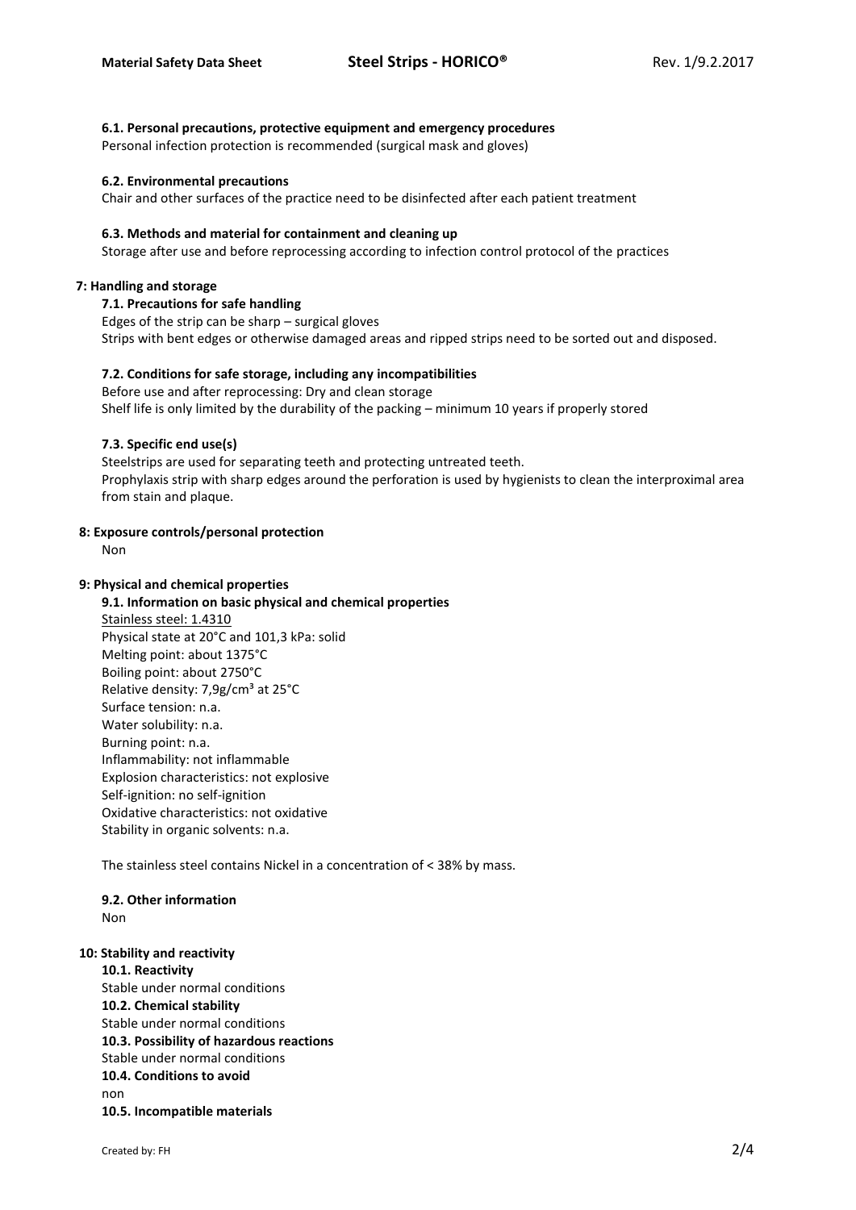#### 6.1. Personal precautions, protective equipment and emergency procedures
Personal infection protection is recommended (surgical mask and gloves)

#### 6.2. Environmental precautions
Chair and other surfaces of the practice need to be disinfected after each patient treatment

#### 6.3. Methods and material for containment and cleaning up
Storage after use and before reprocessing according to infection control protocol of the practices

### 7: Handling and storage

#### 7.1. Precautions for safe handling
Edges of the strip can be sharp – surgical gloves
Strips with bent edges or otherwise damaged areas and ripped strips need to be sorted out and disposed.

#### 7.2. Conditions for safe storage, including any incompatibilities
Before use and after reprocessing: Dry and clean storage
Shelf life is only limited by the durability of the packing – minimum 10 years if properly stored

#### 7.3. Specific end use(s)
Steelstrips are used for separating teeth and protecting untreated teeth.
Prophylaxis strip with sharp edges around the perforation is used by hygienists to clean the interproximal area from stain and plaque.

### 8: Exposure controls/personal protection
Non

### 9: Physical and chemical properties

#### 9.1. Information on basic physical and chemical properties
Stainless steel: 1.4310
Physical state at 20°C and 101,3 kPa: solid
Melting point: about 1375°C
Boiling point: about 2750°C
Relative density: 7,9g/cm³ at 25°C
Surface tension: n.a.
Water solubility: n.a.
Burning point: n.a.
Inflammability: not inflammable
Explosion characteristics: not explosive
Self-ignition: no self-ignition
Oxidative characteristics: not oxidative
Stability in organic solvents: n.a.

The stainless steel contains Nickel in a concentration of < 38% by mass.

#### 9.2. Other information
Non

### 10: Stability and reactivity

**10.1. Reactivity**
Stable under normal conditions

**10.2. Chemical stability**
Stable under normal conditions

**10.3. Possibility of hazardous reactions**
Stable under normal conditions

**10.4. Conditions to avoid**
non

**10.5. Incompatible materials**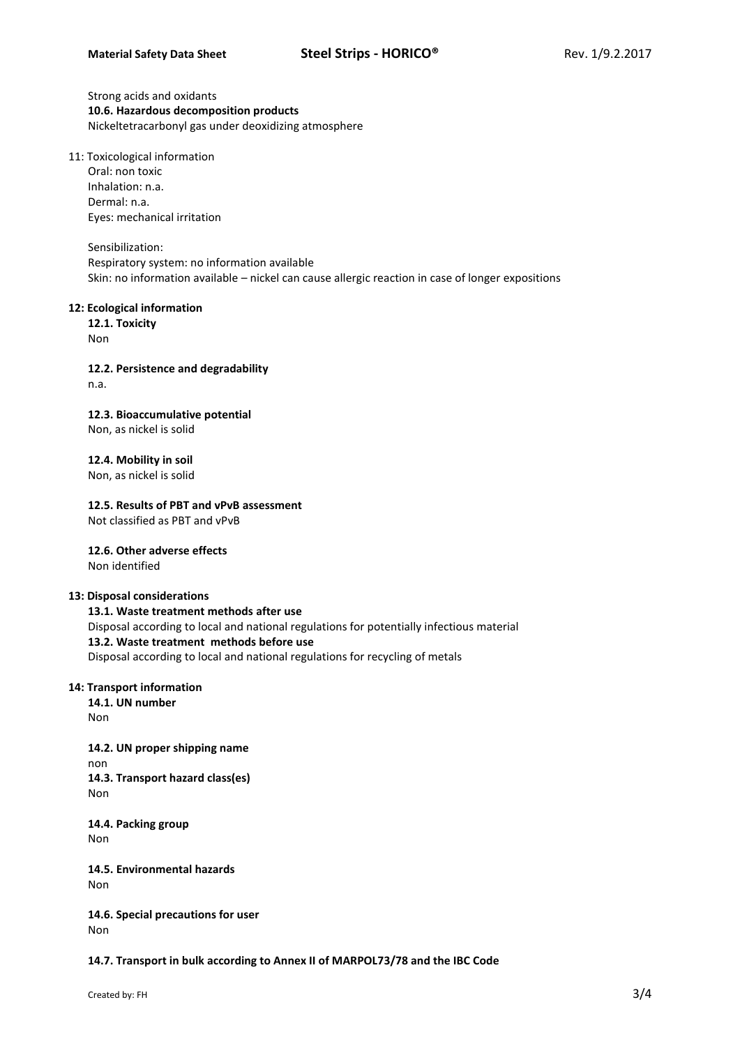Strong acids and oxidants

**10.6. Hazardous decomposition products**

Nickeltetracarbonyl gas under deoxidizing atmosphere

11: Toxicological information

Oral: non toxic
Inhalation: n.a.
Dermal: n.a.
Eyes: mechanical irritation

Sensibilization:
Respiratory system: no information available
Skin: no information available – nickel can cause allergic reaction in case of longer expositions

**12: Ecological information**

**12.1. Toxicity**

Non

**12.2. Persistence and degradability**

n.a.

**12.3. Bioaccumulative potential**

Non, as nickel is solid

**12.4. Mobility in soil**

Non, as nickel is solid

**12.5. Results of PBT and vPvB assessment**

Not classified as PBT and vPvB

**12.6. Other adverse effects**

Non identified

**13: Disposal considerations**

**13.1. Waste treatment methods after use**

Disposal according to local and national regulations for potentially infectious material

**13.2. Waste treatment methods before use**

Disposal according to local and national regulations for recycling of metals

**14: Transport information**

**14.1. UN number**

Non

**14.2. UN proper shipping name**

non

**14.3. Transport hazard class(es)**

Non

**14.4. Packing group**

Non

**14.5. Environmental hazards**

Non

**14.6. Special precautions for user**

Non

**14.7. Transport in bulk according to Annex II of MARPOL73/78 and the IBC Code**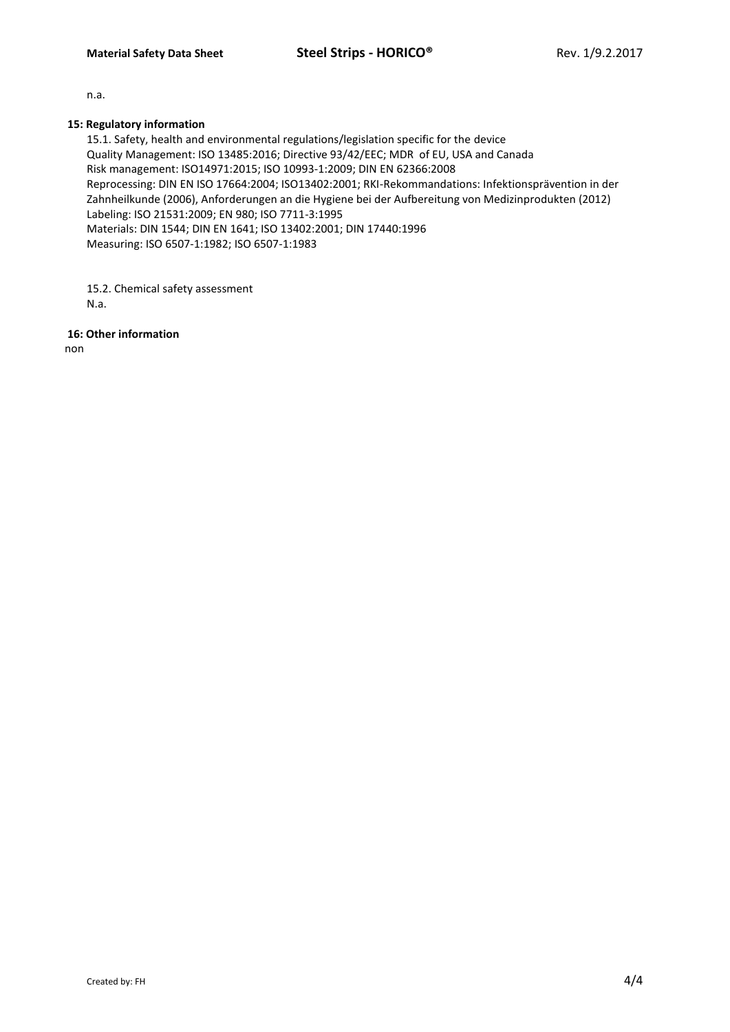n.a.

## 15: Regulatory information

15.1. Safety, health and environmental regulations/legislation specific for the device
Quality Management: ISO 13485:2016; Directive 93/42/EEC; MDR of EU, USA and Canada
Risk management: ISO14971:2015; ISO 10993-1:2009; DIN EN 62366:2008
Reprocessing: DIN EN ISO 17664:2004; ISO13402:2001; RKI-Rekommandations: Infektionsprävention in der Zahnheilkunde (2006), Anforderungen an die Hygiene bei der Aufbereitung von Medizinprodukten (2012)
Labeling: ISO 21531:2009; EN 980; ISO 7711-3:1995
Materials: DIN 1544; DIN EN 1641; ISO 13402:2001; DIN 17440:1996
Measuring: ISO 6507-1:1982; ISO 6507-1:1983

15.2. Chemical safety assessment
N.a.

## 16: Other information

non